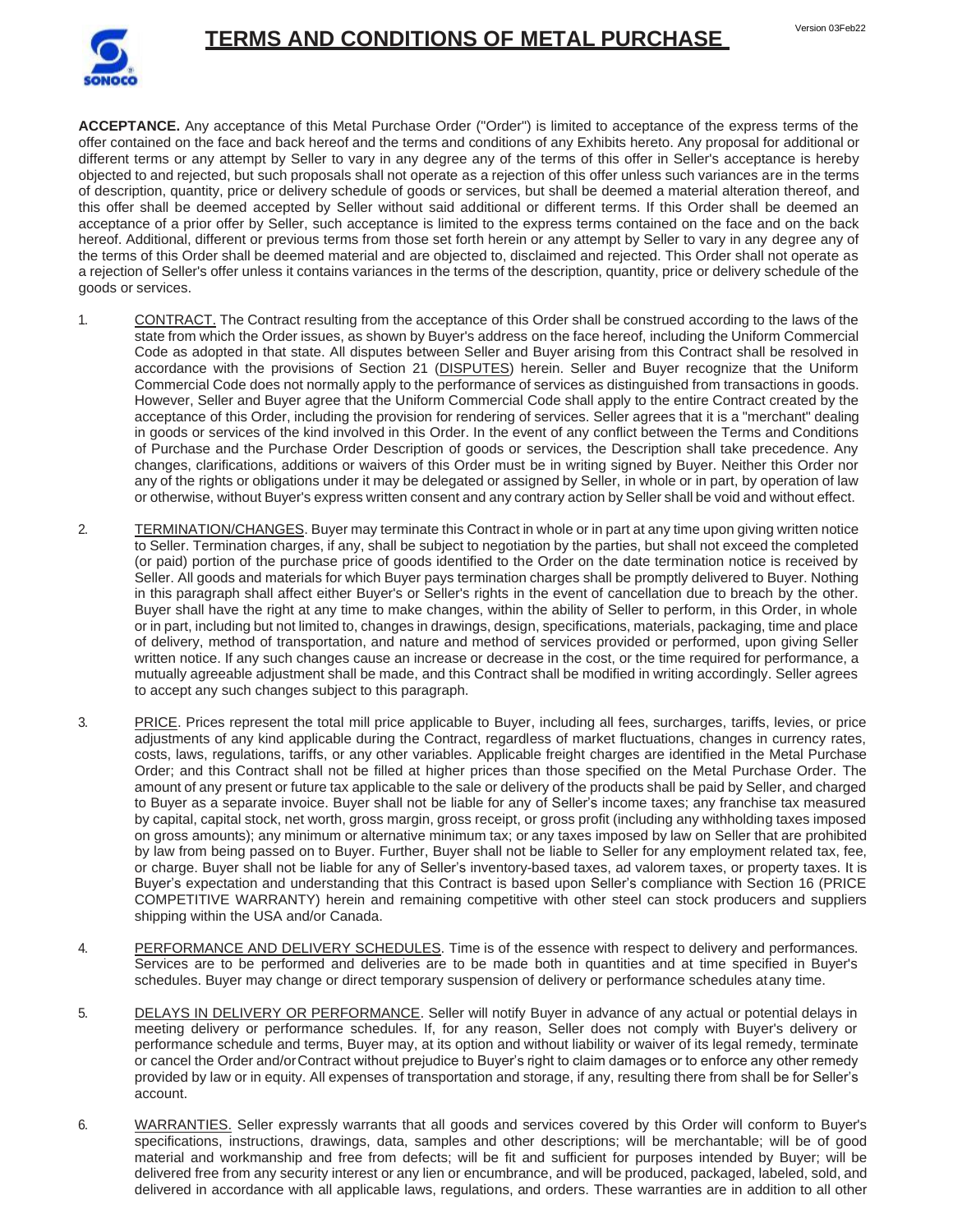# TERMS AND CONDITIONS OF METAL PURCHASE

Version 03Feb22

**ACCEPTANCE.** Any acceptance of this Metal Purchase Order ("Order") is limited to acceptance of the express terms of the offer contained on the face and back hereof and the terms and conditions of any Exhibits hereto. Any proposal for additional or different terms or any attempt by Seller to vary in any degree any of the terms of this offer in Seller's acceptance is hereby objected to and rejected, but such proposals shall not operate as a rejection of this offer unless such variances are in the terms of description, quantity, price or delivery schedule of goods or services, but shall be deemed a material alteration thereof, and this offer shall be deemed accepted by Seller without said additional or different terms. If this Order shall be deemed an acceptance of a prior offer by Seller, such acceptance is limited to the express terms contained on the face and on the back hereof. Additional, different or previous terms from those set forth herein or any attempt by Seller to vary in any degree any of the terms of this Order shall be deemed material and are objected to, disclaimed and rejected. This Order shall not operate as a rejection of Seller's offer unless it contains variances in the terms of the description, quantity, price or delivery schedule of the goods or services.

1. CONTRACT. The Contract resulting from the acceptance of this Order shall be construed according to the laws of the state from which the Order issues, as shown by Buyer's address on the face hereof, including the Uniform Commercial Code as adopted in that state. All disputes between Seller and Buyer arising from this Contract shall be resolved in accordance with the provisions of Section 21 (DISPUTES) herein. Seller and Buyer recognize that the Uniform Commercial Code does not normally apply to the performance of services as distinguished from transactions in goods. However, Seller and Buyer agree that the Uniform Commercial Code shall apply to the entire Contract created by the acceptance of this Order, including the provision for rendering of services. Seller agrees that it is a "merchant" dealing in goods or services of the kind involved in this Order. In the event of any conflict between the Terms and Conditions of Purchase and the Purchase Order Description of goods or services, the Description shall take precedence. Any changes, clarifications, additions or waivers of this Order must be in writing signed by Buyer. Neither this Order nor any of the rights or obligations under it may be delegated or assigned by Seller, in whole or in part, by operation of law or otherwise, without Buyer's express written consent and any contrary action by Seller shall be void and without effect.

2. TERMINATION/CHANGES. Buyer may terminate this Contract in whole or in part at any time upon giving written notice to Seller. Termination charges, if any, shall be subject to negotiation by the parties, but shall not exceed the completed (or paid) portion of the purchase price of goods identified to the Order on the date termination notice is received by Seller. All goods and materials for which Buyer pays termination charges shall be promptly delivered to Buyer. Nothing in this paragraph shall affect either Buyer's or Seller's rights in the event of cancellation due to breach by the other. Buyer shall have the right at any time to make changes, within the ability of Seller to perform, in this Order, in whole or in part, including but not limited to, changes in drawings, design, specifications, materials, packaging, time and place of delivery, method of transportation, and nature and method of services provided or performed, upon giving Seller written notice. If any such changes cause an increase or decrease in the cost, or the time required for performance, a mutually agreeable adjustment shall be made, and this Contract shall be modified in writing accordingly. Seller agrees to accept any such changes subject to this paragraph.

3. PRICE. Prices represent the total mill price applicable to Buyer, including all fees, surcharges, tariffs, levies, or price adjustments of any kind applicable during the Contract, regardless of market fluctuations, changes in currency rates, costs, laws, regulations, tariffs, or any other variables. Applicable freight charges are identified in the Metal Purchase Order; and this Contract shall not be filled at higher prices than those specified on the Metal Purchase Order. The amount of any present or future tax applicable to the sale or delivery of the products shall be paid by Seller, and charged to Buyer as a separate invoice. Buyer shall not be liable for any of Seller's income taxes; any franchise tax measured by capital, capital stock, net worth, gross margin, gross receipt, or gross profit (including any withholding taxes imposed on gross amounts); any minimum or alternative minimum tax; or any taxes imposed by law on Seller that are prohibited by law from being passed on to Buyer. Further, Buyer shall not be liable to Seller for any employment related tax, fee, or charge. Buyer shall not be liable for any of Seller's inventory-based taxes, ad valorem taxes, or property taxes. It is Buyer's expectation and understanding that this Contract is based upon Seller's compliance with Section 16 (PRICE COMPETITIVE WARRANTY) herein and remaining competitive with other steel can stock producers and suppliers shipping within the USA and/or Canada.

4. PERFORMANCE AND DELIVERY SCHEDULES. Time is of the essence with respect to delivery and performances. Services are to be performed and deliveries are to be made both in quantities and at time specified in Buyer's schedules. Buyer may change or direct temporary suspension of delivery or performance schedules at any time.

5. DELAYS IN DELIVERY OR PERFORMANCE. Seller will notify Buyer in advance of any actual or potential delays in meeting delivery or performance schedules. If, for any reason, Seller does not comply with Buyer's delivery or performance schedule and terms, Buyer may, at its option and without liability or waiver of its legal remedy, terminate or cancel the Order and/or Contract without prejudice to Buyer's right to claim damages or to enforce any other remedy provided by law or in equity. All expenses of transportation and storage, if any, resulting there from shall be for Seller's account.

6. WARRANTIES. Seller expressly warrants that all goods and services covered by this Order will conform to Buyer's specifications, instructions, drawings, data, samples and other descriptions; will be merchantable; will be of good material and workmanship and free from defects; will be fit and sufficient for purposes intended by Buyer; will be delivered free from any security interest or any lien or encumbrance, and will be produced, packaged, labeled, sold, and delivered in accordance with all applicable laws, regulations, and orders. These warranties are in addition to all other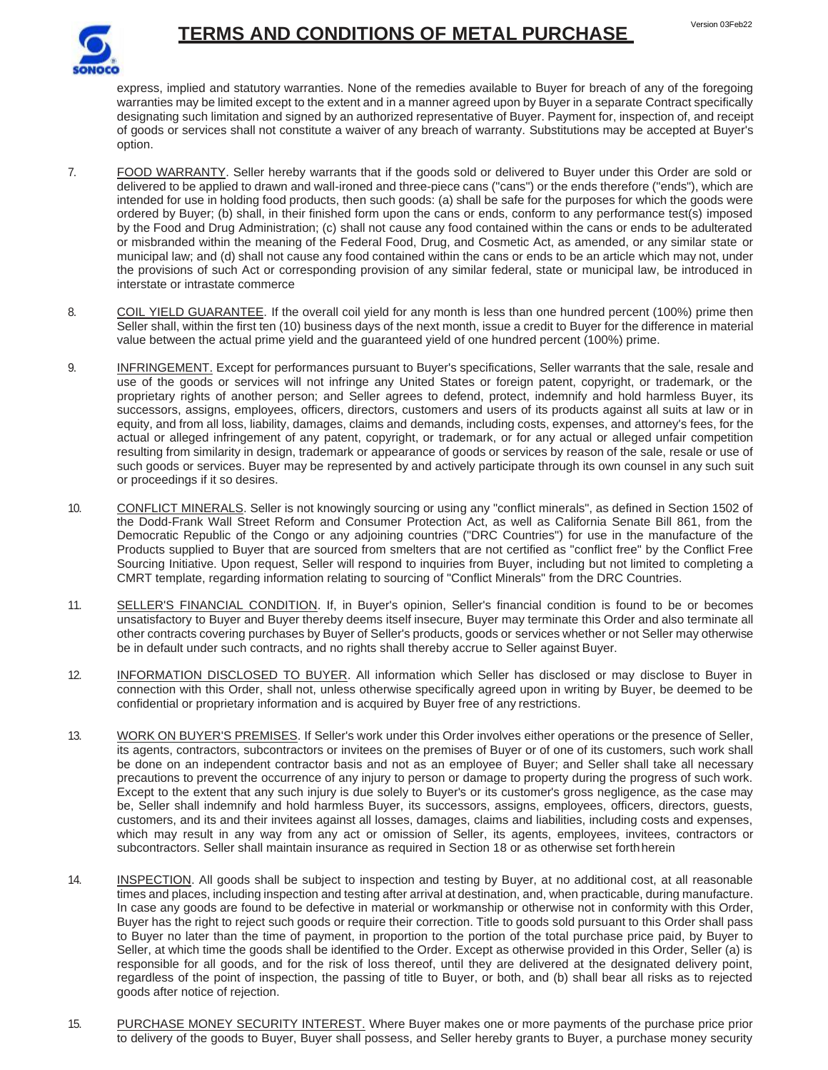express, implied and statutory warranties. None of the remedies available to Buyer for breach of any of the foregoing warranties may be limited except to the extent and in a manner agreed upon by Buyer in a separate Contract specifically designating such limitation and signed by an authorized representative of Buyer. Payment for, inspection of, and receipt of goods or services shall not constitute a waiver of any breach of warranty. Substitutions may be accepted at Buyer's option.

7. FOOD WARRANTY. Seller hereby warrants that if the goods sold or delivered to Buyer under this Order are sold or delivered to be applied to drawn and wall-ironed and three-piece cans ("cans") or the ends therefore ("ends"), which are intended for use in holding food products, then such goods: (a) shall be safe for the purposes for which the goods were ordered by Buyer; (b) shall, in their finished form upon the cans or ends, conform to any performance test(s) imposed by the Food and Drug Administration; (c) shall not cause any food contained within the cans or ends to be adulterated or misbranded within the meaning of the Federal Food, Drug, and Cosmetic Act, as amended, or any similar state or municipal law; and (d) shall not cause any food contained within the cans or ends to be an article which may not, under the provisions of such Act or corresponding provision of any similar federal, state or municipal law, be introduced in interstate or intrastate commerce

8. COIL YIELD GUARANTEE. If the overall coil yield for any month is less than one hundred percent (100%) prime then Seller shall, within the first ten (10) business days of the next month, issue a credit to Buyer for the difference in material value between the actual prime yield and the guaranteed yield of one hundred percent (100%) prime.

9. INFRINGEMENT. Except for performances pursuant to Buyer's specifications, Seller warrants that the sale, resale and use of the goods or services will not infringe any United States or foreign patent, copyright, or trademark, or the proprietary rights of another person; and Seller agrees to defend, protect, indemnify and hold harmless Buyer, its successors, assigns, employees, officers, directors, customers and users of its products against all suits at law or in equity, and from all loss, liability, damages, claims and demands, including costs, expenses, and attorney's fees, for the actual or alleged infringement of any patent, copyright, or trademark, or for any actual or alleged unfair competition resulting from similarity in design, trademark or appearance of goods or services by reason of the sale, resale or use of such goods or services. Buyer may be represented by and actively participate through its own counsel in any such suit or proceedings if it so desires.

10. CONFLICT MINERALS. Seller is not knowingly sourcing or using any "conflict minerals", as defined in Section 1502 of the Dodd-Frank Wall Street Reform and Consumer Protection Act, as well as California Senate Bill 861, from the Democratic Republic of the Congo or any adjoining countries ("DRC Countries") for use in the manufacture of the Products supplied to Buyer that are sourced from smelters that are not certified as "conflict free" by the Conflict Free Sourcing Initiative. Upon request, Seller will respond to inquiries from Buyer, including but not limited to completing a CMRT template, regarding information relating to sourcing of "Conflict Minerals" from the DRC Countries.

11. SELLER'S FINANCIAL CONDITION. If, in Buyer's opinion, Seller's financial condition is found to be or becomes unsatisfactory to Buyer and Buyer thereby deems itself insecure, Buyer may terminate this Order and also terminate all other contracts covering purchases by Buyer of Seller's products, goods or services whether or not Seller may otherwise be in default under such contracts, and no rights shall thereby accrue to Seller against Buyer.

12. INFORMATION DISCLOSED TO BUYER. All information which Seller has disclosed or may disclose to Buyer in connection with this Order, shall not, unless otherwise specifically agreed upon in writing by Buyer, be deemed to be confidential or proprietary information and is acquired by Buyer free of any restrictions.

13. WORK ON BUYER'S PREMISES. If Seller's work under this Order involves either operations or the presence of Seller, its agents, contractors, subcontractors or invitees on the premises of Buyer or of one of its customers, such work shall be done on an independent contractor basis and not as an employee of Buyer; and Seller shall take all necessary precautions to prevent the occurrence of any injury to person or damage to property during the progress of such work. Except to the extent that any such injury is due solely to Buyer's or its customer's gross negligence, as the case may be, Seller shall indemnify and hold harmless Buyer, its successors, assigns, employees, officers, directors, guests, customers, and its and their invitees against all losses, damages, claims and liabilities, including costs and expenses, which may result in any way from any act or omission of Seller, its agents, employees, invitees, contractors or subcontractors. Seller shall maintain insurance as required in Section 18 or as otherwise set forth herein

14. INSPECTION. All goods shall be subject to inspection and testing by Buyer, at no additional cost, at all reasonable times and places, including inspection and testing after arrival at destination, and, when practicable, during manufacture. In case any goods are found to be defective in material or workmanship or otherwise not in conformity with this Order, Buyer has the right to reject such goods or require their correction. Title to goods sold pursuant to this Order shall pass to Buyer no later than the time of payment, in proportion to the portion of the total purchase price paid, by Buyer to Seller, at which time the goods shall be identified to the Order. Except as otherwise provided in this Order, Seller (a) is responsible for all goods, and for the risk of loss thereof, until they are delivered at the designated delivery point, regardless of the point of inspection, the passing of title to Buyer, or both, and (b) shall bear all risks as to rejected goods after notice of rejection.

15. PURCHASE MONEY SECURITY INTEREST. Where Buyer makes one or more payments of the purchase price prior to delivery of the goods to Buyer, Buyer shall possess, and Seller hereby grants to Buyer, a purchase money security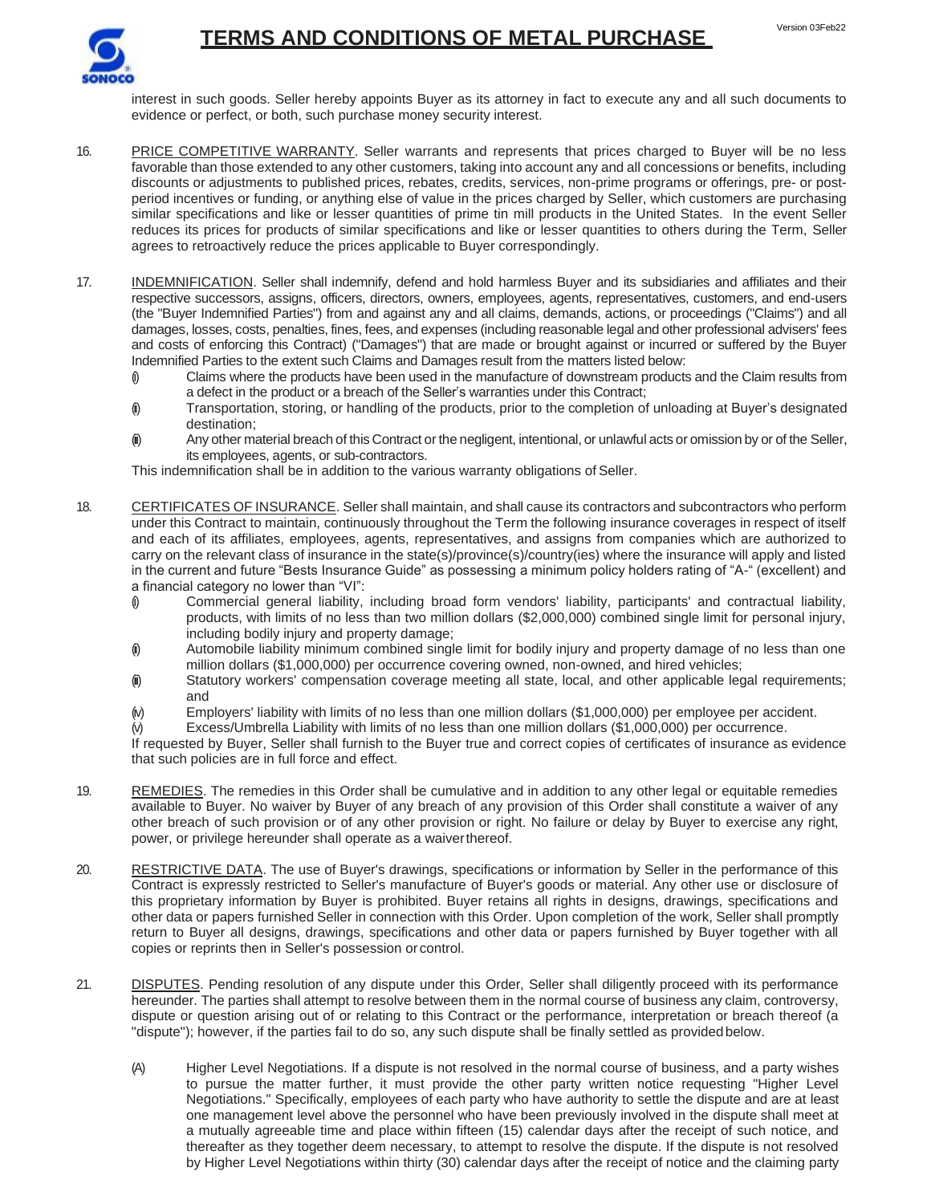interest in such goods. Seller hereby appoints Buyer as its attorney in fact to execute any and all such documents to evidence or perfect, or both, such purchase money security interest.

16. PRICE COMPETITIVE WARRANTY. Seller warrants and represents that prices charged to Buyer will be no less favorable than those extended to any other customers, taking into account any and all concessions or benefits, including discounts or adjustments to published prices, rebates, credits, services, non-prime programs or offerings, pre- or post-period incentives or funding, or anything else of value in the prices charged by Seller, which customers are purchasing similar specifications and like or lesser quantities of prime tin mill products in the United States. In the event Seller reduces its prices for products of similar specifications and like or lesser quantities to others during the Term, Seller agrees to retroactively reduce the prices applicable to Buyer correspondingly.

17. INDEMNIFICATION. Seller shall indemnify, defend and hold harmless Buyer and its subsidiaries and affiliates and their respective successors, assigns, officers, directors, owners, employees, agents, representatives, customers, and end-users (the "Buyer Indemnified Parties") from and against any and all claims, demands, actions, or proceedings ("Claims") and all damages, losses, costs, penalties, fines, fees, and expenses (including reasonable legal and other professional advisers' fees and costs of enforcing this Contract) ("Damages") that are made or brought against or incurred or suffered by the Buyer Indemnified Parties to the extent such Claims and Damages result from the matters listed below:
    (i) Claims where the products have been used in the manufacture of downstream products and the Claim results from a defect in the product or a breach of the Seller's warranties under this Contract;
    (ii) Transportation, storing, or handling of the products, prior to the completion of unloading at Buyer's designated destination;
    (iii) Any other material breach of this Contract or the negligent, intentional, or unlawful acts or omission by or of the Seller, its employees, agents, or sub-contractors.

    This indemnification shall be in addition to the various warranty obligations of Seller.

18. CERTIFICATES OF INSURANCE. Seller shall maintain, and shall cause its contractors and subcontractors who perform under this Contract to maintain, continuously throughout the Term the following insurance coverages in respect of itself and each of its affiliates, employees, agents, representatives, and assigns from companies which are authorized to carry on the relevant class of insurance in the state(s)/province(s)/country(ies) where the insurance will apply and listed in the current and future "Bests Insurance Guide" as possessing a minimum policy holders rating of "A-" (excellent) and a financial category no lower than "VI":
    (i) Commercial general liability, including broad form vendors' liability, participants' and contractual liability, products, with limits of no less than two million dollars ($2,000,000) combined single limit for personal injury, including bodily injury and property damage;
    (ii) Automobile liability minimum combined single limit for bodily injury and property damage of no less than one million dollars ($1,000,000) per occurrence covering owned, non-owned, and hired vehicles;
    (iii) Statutory workers' compensation coverage meeting all state, local, and other applicable legal requirements; and
    (iv) Employers' liability with limits of no less than one million dollars ($1,000,000) per employee per accident.
    (v) Excess/Umbrella Liability with limits of no less than one million dollars ($1,000,000) per occurrence.

    If requested by Buyer, Seller shall furnish to the Buyer true and correct copies of certificates of insurance as evidence that such policies are in full force and effect.

19. REMEDIES. The remedies in this Order shall be cumulative and in addition to any other legal or equitable remedies available to Buyer. No waiver by Buyer of any breach of any provision of this Order shall constitute a waiver of any other breach of such provision or of any other provision or right. No failure or delay by Buyer to exercise any right, power, or privilege hereunder shall operate as a waiver thereof.

20. RESTRICTIVE DATA. The use of Buyer's drawings, specifications or information by Seller in the performance of this Contract is expressly restricted to Seller's manufacture of Buyer's goods or material. Any other use or disclosure of this proprietary information by Buyer is prohibited. Buyer retains all rights in designs, drawings, specifications and other data or papers furnished Seller in connection with this Order. Upon completion of the work, Seller shall promptly return to Buyer all designs, drawings, specifications and other data or papers furnished by Buyer together with all copies or reprints then in Seller's possession or control.

21. DISPUTES. Pending resolution of any dispute under this Order, Seller shall diligently proceed with its performance hereunder. The parties shall attempt to resolve between them in the normal course of business any claim, controversy, dispute or question arising out of or relating to this Contract or the performance, interpretation or breach thereof (a "dispute"); however, if the parties fail to do so, any such dispute shall be finally settled as provided below.

    (A) Higher Level Negotiations. If a dispute is not resolved in the normal course of business, and a party wishes to pursue the matter further, it must provide the other party written notice requesting "Higher Level Negotiations." Specifically, employees of each party who have authority to settle the dispute and are at least one management level above the personnel who have been previously involved in the dispute shall meet at a mutually agreeable time and place within fifteen (15) calendar days after the receipt of such notice, and thereafter as they together deem necessary, to attempt to resolve the dispute. If the dispute is not resolved by Higher Level Negotiations within thirty (30) calendar days after the receipt of notice and the claiming party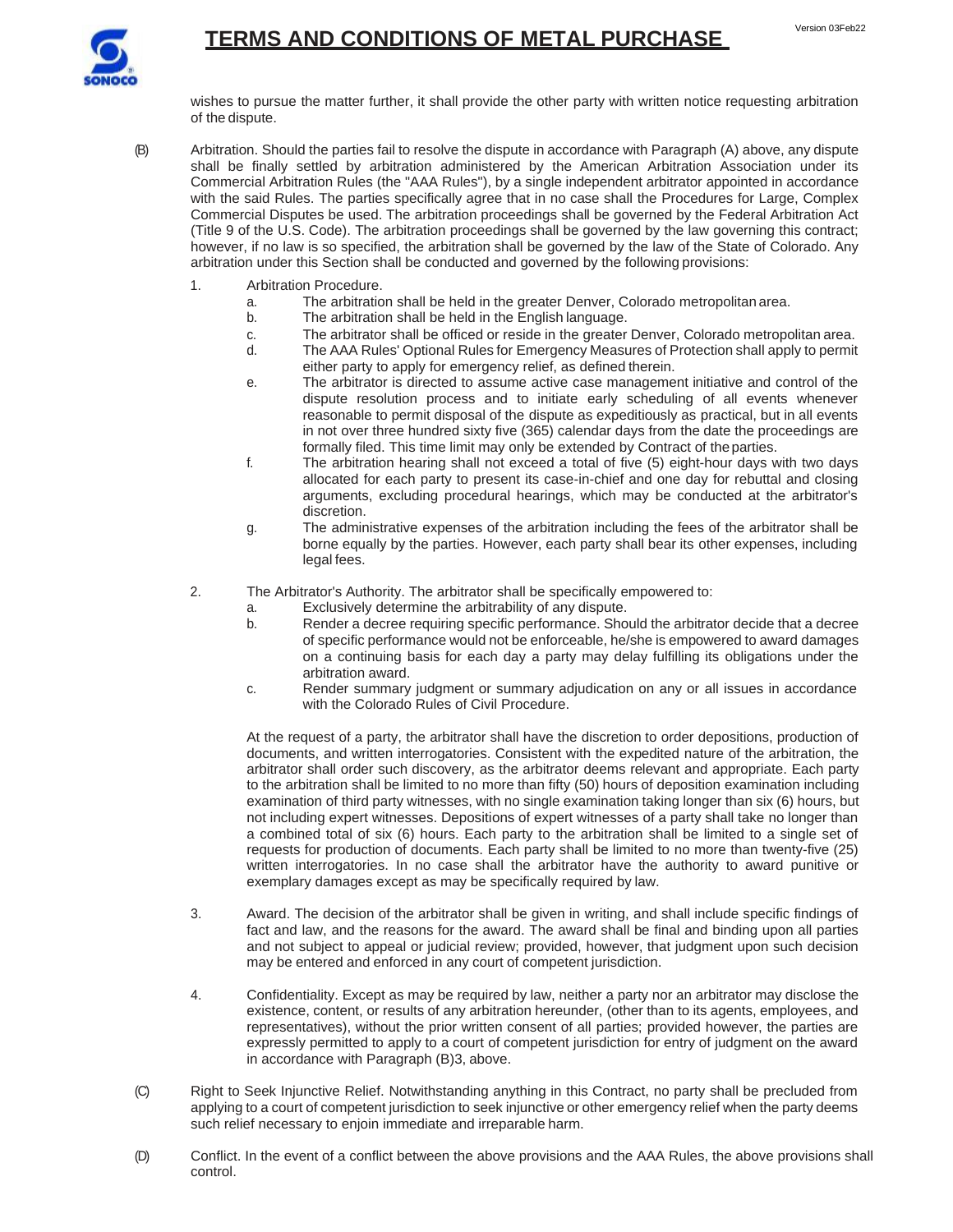wishes to pursue the matter further, it shall provide the other party with written notice requesting arbitration of the dispute.

(B) Arbitration. Should the parties fail to resolve the dispute in accordance with Paragraph (A) above, any dispute shall be finally settled by arbitration administered by the American Arbitration Association under its Commercial Arbitration Rules (the "AAA Rules"), by a single independent arbitrator appointed in accordance with the said Rules. The parties specifically agree that in no case shall the Procedures for Large, Complex Commercial Disputes be used. The arbitration proceedings shall be governed by the Federal Arbitration Act (Title 9 of the U.S. Code). The arbitration proceedings shall be governed by the law governing this contract; however, if no law is so specified, the arbitration shall be governed by the law of the State of Colorado. Any arbitration under this Section shall be conducted and governed by the following provisions:

1. Arbitration Procedure.
    a. The arbitration shall be held in the greater Denver, Colorado metropolitan area.
    b. The arbitration shall be held in the English language.
    c. The arbitrator shall be officed or reside in the greater Denver, Colorado metropolitan area.
    d. The AAA Rules' Optional Rules for Emergency Measures of Protection shall apply to permit either party to apply for emergency relief, as defined therein.
    e. The arbitrator is directed to assume active case management initiative and control of the dispute resolution process and to initiate early scheduling of all events whenever reasonable to permit disposal of the dispute as expeditiously as practical, but in all events in not over three hundred sixty five (365) calendar days from the date the proceedings are formally filed. This time limit may only be extended by Contract of the parties.
    f. The arbitration hearing shall not exceed a total of five (5) eight-hour days with two days allocated for each party to present its case-in-chief and one day for rebuttal and closing arguments, excluding procedural hearings, which may be conducted at the arbitrator's discretion.
    g. The administrative expenses of the arbitration including the fees of the arbitrator shall be borne equally by the parties. However, each party shall bear its other expenses, including legal fees.

2. The Arbitrator's Authority. The arbitrator shall be specifically empowered to:
    a. Exclusively determine the arbitrability of any dispute.
    b. Render a decree requiring specific performance. Should the arbitrator decide that a decree of specific performance would not be enforceable, he/she is empowered to award damages on a continuing basis for each day a party may delay fulfilling its obligations under the arbitration award.
    c. Render summary judgment or summary adjudication on any or all issues in accordance with the Colorado Rules of Civil Procedure.

    At the request of a party, the arbitrator shall have the discretion to order depositions, production of documents, and written interrogatories. Consistent with the expedited nature of the arbitration, the arbitrator shall order such discovery, as the arbitrator deems relevant and appropriate. Each party to the arbitration shall be limited to no more than fifty (50) hours of deposition examination including examination of third party witnesses, with no single examination taking longer than six (6) hours, but not including expert witnesses. Depositions of expert witnesses of a party shall take no longer than a combined total of six (6) hours. Each party to the arbitration shall be limited to a single set of requests for production of documents. Each party shall be limited to no more than twenty-five (25) written interrogatories. In no case shall the arbitrator have the authority to award punitive or exemplary damages except as may be specifically required by law.

3. Award. The decision of the arbitrator shall be given in writing, and shall include specific findings of fact and law, and the reasons for the award. The award shall be final and binding upon all parties and not subject to appeal or judicial review; provided, however, that judgment upon such decision may be entered and enforced in any court of competent jurisdiction.

4. Confidentiality. Except as may be required by law, neither a party nor an arbitrator may disclose the existence, content, or results of any arbitration hereunder, (other than to its agents, employees, and representatives), without the prior written consent of all parties; provided however, the parties are expressly permitted to apply to a court of competent jurisdiction for entry of judgment on the award in accordance with Paragraph (B)3, above.

(C) Right to Seek Injunctive Relief. Notwithstanding anything in this Contract, no party shall be precluded from applying to a court of competent jurisdiction to seek injunctive or other emergency relief when the party deems such relief necessary to enjoin immediate and irreparable harm.

(D) Conflict. In the event of a conflict between the above provisions and the AAA Rules, the above provisions shall control.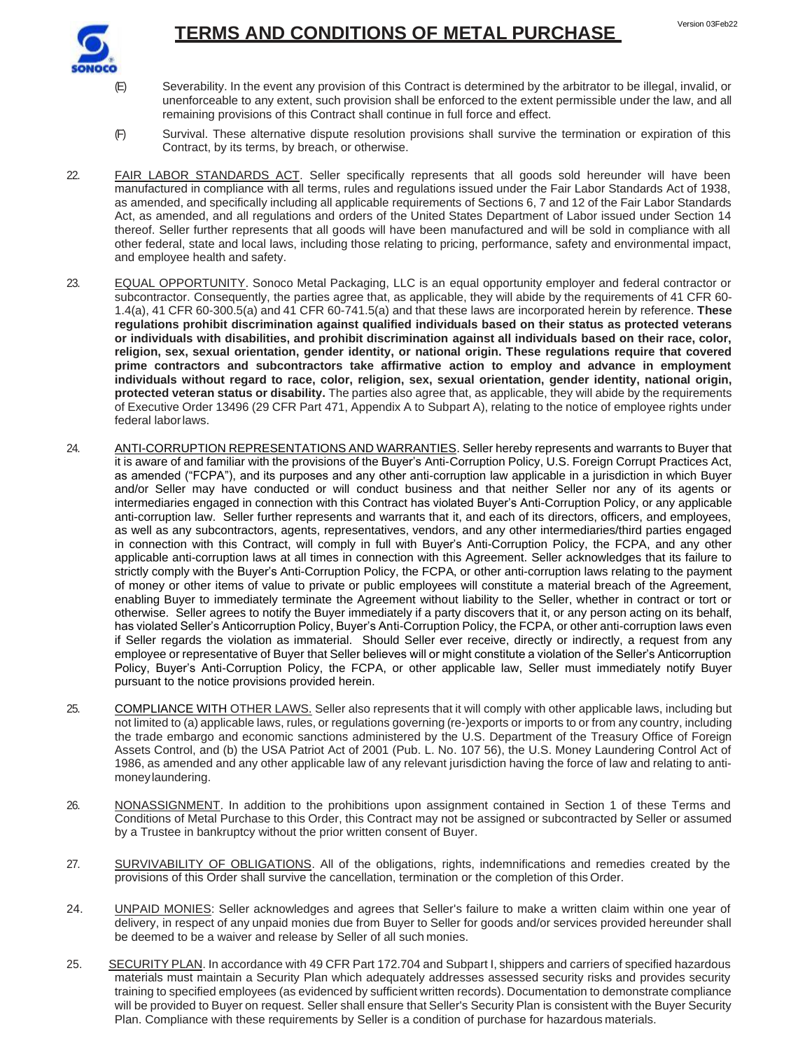(E) Severability. In the event any provision of this Contract is determined by the arbitrator to be illegal, invalid, or unenforceable to any extent, such provision shall be enforced to the extent permissible under the law, and all remaining provisions of this Contract shall continue in full force and effect.

(F) Survival. These alternative dispute resolution provisions shall survive the termination or expiration of this Contract, by its terms, by breach, or otherwise.

22. FAIR LABOR STANDARDS ACT. Seller specifically represents that all goods sold hereunder will have been manufactured in compliance with all terms, rules and regulations issued under the Fair Labor Standards Act of 1938, as amended, and specifically including all applicable requirements of Sections 6, 7 and 12 of the Fair Labor Standards Act, as amended, and all regulations and orders of the United States Department of Labor issued under Section 14 thereof. Seller further represents that all goods will have been manufactured and will be sold in compliance with all other federal, state and local laws, including those relating to pricing, performance, safety and environmental impact, and employee health and safety.

23. EQUAL OPPORTUNITY. Sonoco Metal Packaging, LLC is an equal opportunity employer and federal contractor or subcontractor. Consequently, the parties agree that, as applicable, they will abide by the requirements of 41 CFR 60-1.4(a), 41 CFR 60-300.5(a) and 41 CFR 60-741.5(a) and that these laws are incorporated herein by reference. **These regulations prohibit discrimination against qualified individuals based on their status as protected veterans or individuals with disabilities, and prohibit discrimination against all individuals based on their race, color, religion, sex, sexual orientation, gender identity, or national origin. These regulations require that covered prime contractors and subcontractors take affirmative action to employ and advance in employment individuals without regard to race, color, religion, sex, sexual orientation, gender identity, national origin, protected veteran status or disability.** The parties also agree that, as applicable, they will abide by the requirements of Executive Order 13496 (29 CFR Part 471, Appendix A to Subpart A), relating to the notice of employee rights under federal labor laws.

24. ANTI-CORRUPTION REPRESENTATIONS AND WARRANTIES. Seller hereby represents and warrants to Buyer that it is aware of and familiar with the provisions of the Buyer's Anti-Corruption Policy, U.S. Foreign Corrupt Practices Act, as amended ("FCPA"), and its purposes and any other anti-corruption law applicable in a jurisdiction in which Buyer and/or Seller may have conducted or will conduct business and that neither Seller nor any of its agents or intermediaries engaged in connection with this Contract has violated Buyer's Anti-Corruption Policy, or any applicable anti-corruption law. Seller further represents and warrants that it, and each of its directors, officers, and employees, as well as any subcontractors, agents, representatives, vendors, and any other intermediaries/third parties engaged in connection with this Contract, will comply in full with Buyer's Anti-Corruption Policy, the FCPA, and any other applicable anti-corruption laws at all times in connection with this Agreement. Seller acknowledges that its failure to strictly comply with the Buyer's Anti-Corruption Policy, the FCPA, or other anti-corruption laws relating to the payment of money or other items of value to private or public employees will constitute a material breach of the Agreement, enabling Buyer to immediately terminate the Agreement without liability to the Seller, whether in contract or tort or otherwise. Seller agrees to notify the Buyer immediately if a party discovers that it, or any person acting on its behalf, has violated Seller's Anticorruption Policy, Buyer's Anti-Corruption Policy, the FCPA, or other anti-corruption laws even if Seller regards the violation as immaterial. Should Seller ever receive, directly or indirectly, a request from any employee or representative of Buyer that Seller believes will or might constitute a violation of the Seller's Anticorruption Policy, Buyer's Anti-Corruption Policy, the FCPA, or other applicable law, Seller must immediately notify Buyer pursuant to the notice provisions provided herein.

25. COMPLIANCE WITH OTHER LAWS. Seller also represents that it will comply with other applicable laws, including but not limited to (a) applicable laws, rules, or regulations governing (re-)exports or imports to or from any country, including the trade embargo and economic sanctions administered by the U.S. Department of the Treasury Office of Foreign Assets Control, and (b) the USA Patriot Act of 2001 (Pub. L. No. 107 56), the U.S. Money Laundering Control Act of 1986, as amended and any other applicable law of any relevant jurisdiction having the force of law and relating to anti-money laundering.

26. NONASSIGNMENT. In addition to the prohibitions upon assignment contained in Section 1 of these Terms and Conditions of Metal Purchase to this Order, this Contract may not be assigned or subcontracted by Seller or assumed by a Trustee in bankruptcy without the prior written consent of Buyer.

27. SURVIVABILITY OF OBLIGATIONS. All of the obligations, rights, indemnifications and remedies created by the provisions of this Order shall survive the cancellation, termination or the completion of this Order.

24. UNPAID MONIES: Seller acknowledges and agrees that Seller's failure to make a written claim within one year of delivery, in respect of any unpaid monies due from Buyer to Seller for goods and/or services provided hereunder shall be deemed to be a waiver and release by Seller of all such monies.

25. SECURITY PLAN. In accordance with 49 CFR Part 172.704 and Subpart I, shippers and carriers of specified hazardous materials must maintain a Security Plan which adequately addresses assessed security risks and provides security training to specified employees (as evidenced by sufficient written records). Documentation to demonstrate compliance will be provided to Buyer on request. Seller shall ensure that Seller's Security Plan is consistent with the Buyer Security Plan. Compliance with these requirements by Seller is a condition of purchase for hazardous materials.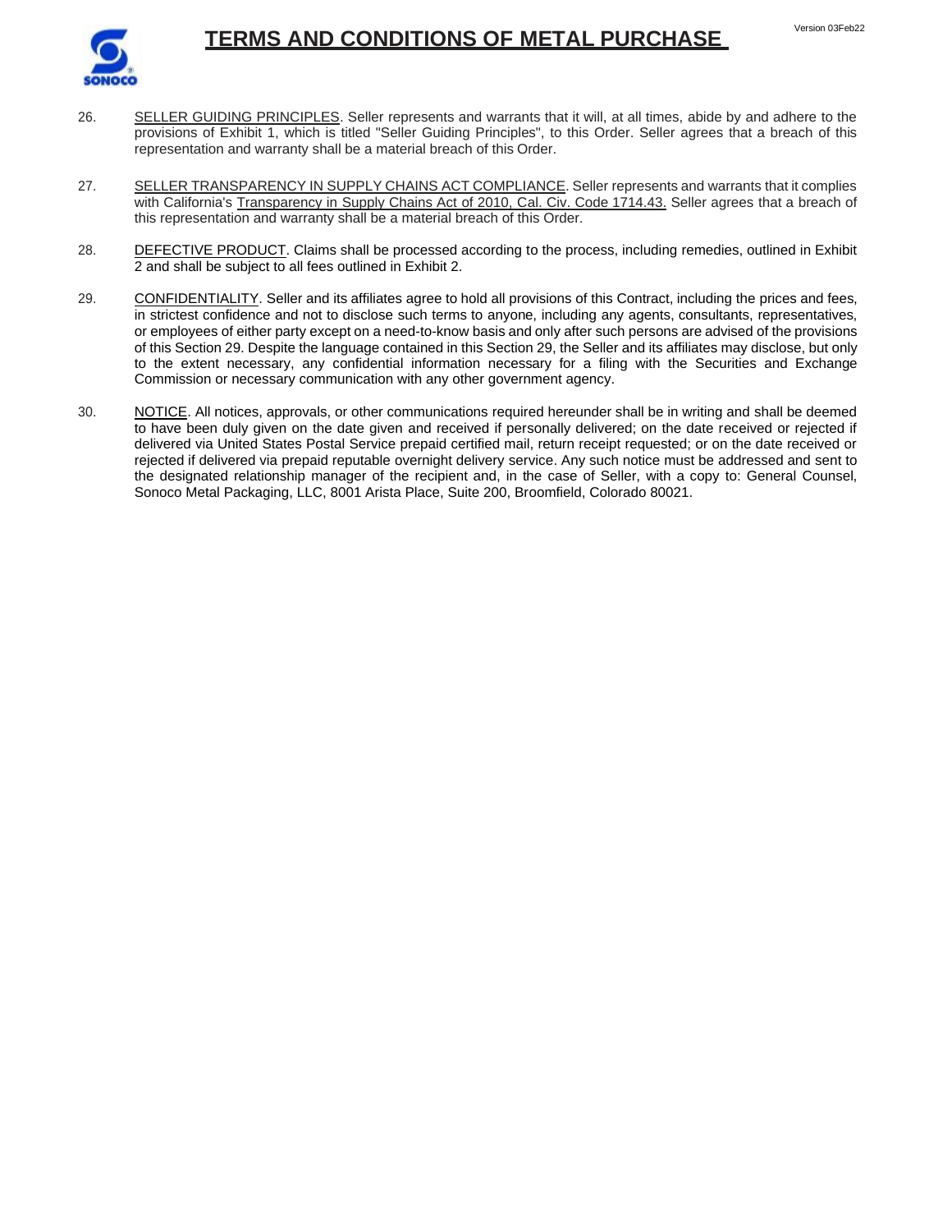26. SELLER GUIDING PRINCIPLES. Seller represents and warrants that it will, at all times, abide by and adhere to the provisions of Exhibit 1, which is titled "Seller Guiding Principles", to this Order. Seller agrees that a breach of this representation and warranty shall be a material breach of this Order.

27. SELLER TRANSPARENCY IN SUPPLY CHAINS ACT COMPLIANCE. Seller represents and warrants that it complies with California's Transparency in Supply Chains Act of 2010, Cal. Civ. Code 1714.43. Seller agrees that a breach of this representation and warranty shall be a material breach of this Order.

28. DEFECTIVE PRODUCT. Claims shall be processed according to the process, including remedies, outlined in Exhibit 2 and shall be subject to all fees outlined in Exhibit 2.

29. CONFIDENTIALITY. Seller and its affiliates agree to hold all provisions of this Contract, including the prices and fees, in strictest confidence and not to disclose such terms to anyone, including any agents, consultants, representatives, or employees of either party except on a need-to-know basis and only after such persons are advised of the provisions of this Section 29. Despite the language contained in this Section 29, the Seller and its affiliates may disclose, but only to the extent necessary, any confidential information necessary for a filing with the Securities and Exchange Commission or necessary communication with any other government agency.

30. NOTICE. All notices, approvals, or other communications required hereunder shall be in writing and shall be deemed to have been duly given on the date given and received if personally delivered; on the date received or rejected if delivered via United States Postal Service prepaid certified mail, return receipt requested; or on the date received or rejected if delivered via prepaid reputable overnight delivery service. Any such notice must be addressed and sent to the designated relationship manager of the recipient and, in the case of Seller, with a copy to: General Counsel, Sonoco Metal Packaging, LLC, 8001 Arista Place, Suite 200, Broomfield, Colorado 80021.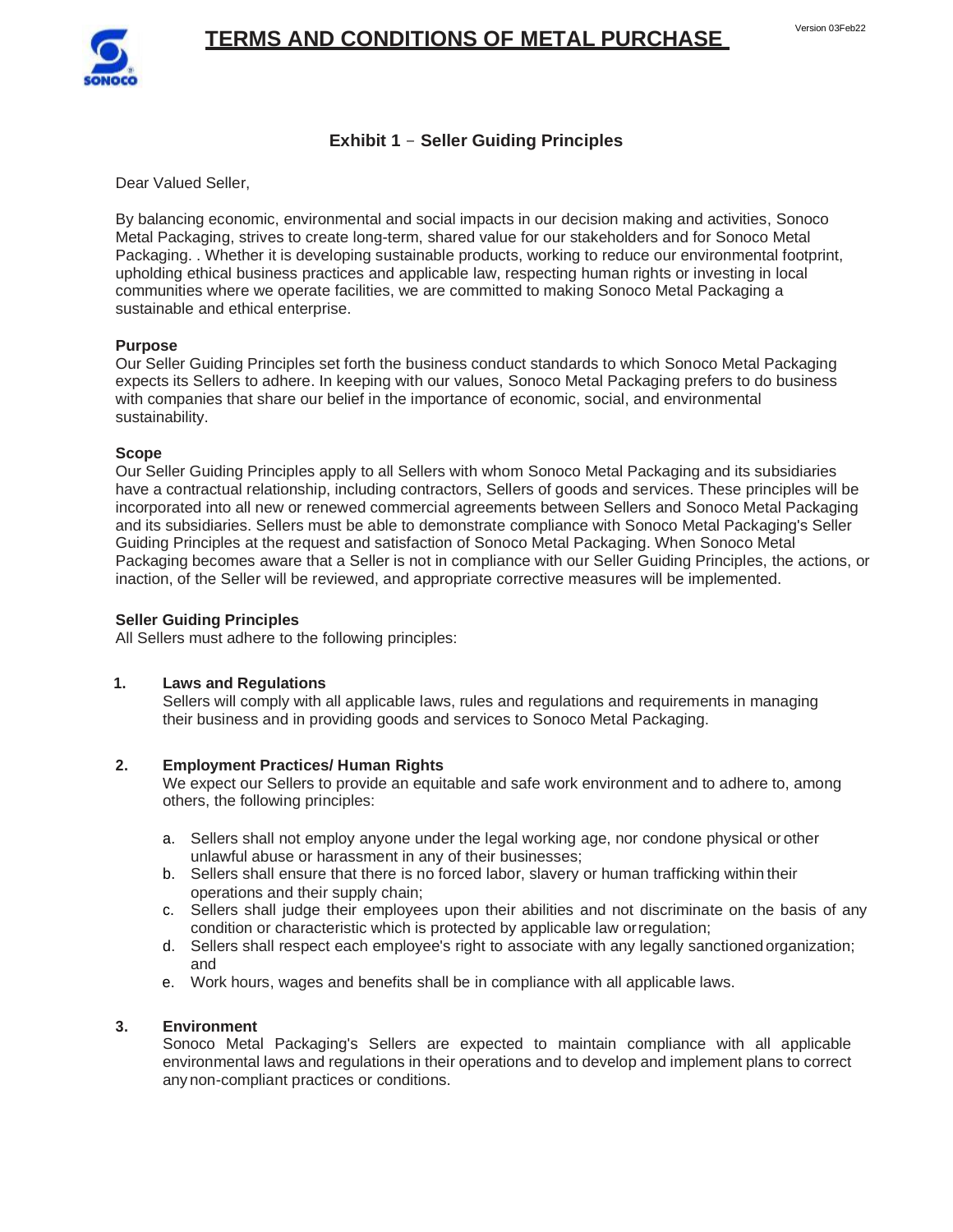# TERMS AND CONDITIONS OF METAL PURCHASE

## Exhibit 1 – Seller Guiding Principles

Dear Valued Seller,

By balancing economic, environmental and social impacts in our decision making and activities, Sonoco Metal Packaging, strives to create long-term, shared value for our stakeholders and for Sonoco Metal Packaging. . Whether it is developing sustainable products, working to reduce our environmental footprint, upholding ethical business practices and applicable law, respecting human rights or investing in local communities where we operate facilities, we are committed to making Sonoco Metal Packaging a sustainable and ethical enterprise.

**Purpose**

Our Seller Guiding Principles set forth the business conduct standards to which Sonoco Metal Packaging expects its Sellers to adhere. In keeping with our values, Sonoco Metal Packaging prefers to do business with companies that share our belief in the importance of economic, social, and environmental sustainability.

**Scope**

Our Seller Guiding Principles apply to all Sellers with whom Sonoco Metal Packaging and its subsidiaries have a contractual relationship, including contractors, Sellers of goods and services. These principles will be incorporated into all new or renewed commercial agreements between Sellers and Sonoco Metal Packaging and its subsidiaries. Sellers must be able to demonstrate compliance with Sonoco Metal Packaging's Seller Guiding Principles at the request and satisfaction of Sonoco Metal Packaging. When Sonoco Metal Packaging becomes aware that a Seller is not in compliance with our Seller Guiding Principles, the actions, or inaction, of the Seller will be reviewed, and appropriate corrective measures will be implemented.

**Seller Guiding Principles**

All Sellers must adhere to the following principles:

1. **Laws and Regulations**
   Sellers will comply with all applicable laws, rules and regulations and requirements in managing their business and in providing goods and services to Sonoco Metal Packaging.

2. **Employment Practices/ Human Rights**
   We expect our Sellers to provide an equitable and safe work environment and to adhere to, among others, the following principles:

   a. Sellers shall not employ anyone under the legal working age, nor condone physical or other unlawful abuse or harassment in any of their businesses;
   b. Sellers shall ensure that there is no forced labor, slavery or human trafficking within their operations and their supply chain;
   c. Sellers shall judge their employees upon their abilities and not discriminate on the basis of any condition or characteristic which is protected by applicable law or regulation;
   d. Sellers shall respect each employee's right to associate with any legally sanctioned organization; and
   e. Work hours, wages and benefits shall be in compliance with all applicable laws.

3. **Environment**
   Sonoco Metal Packaging's Sellers are expected to maintain compliance with all applicable environmental laws and regulations in their operations and to develop and implement plans to correct any non-compliant practices or conditions.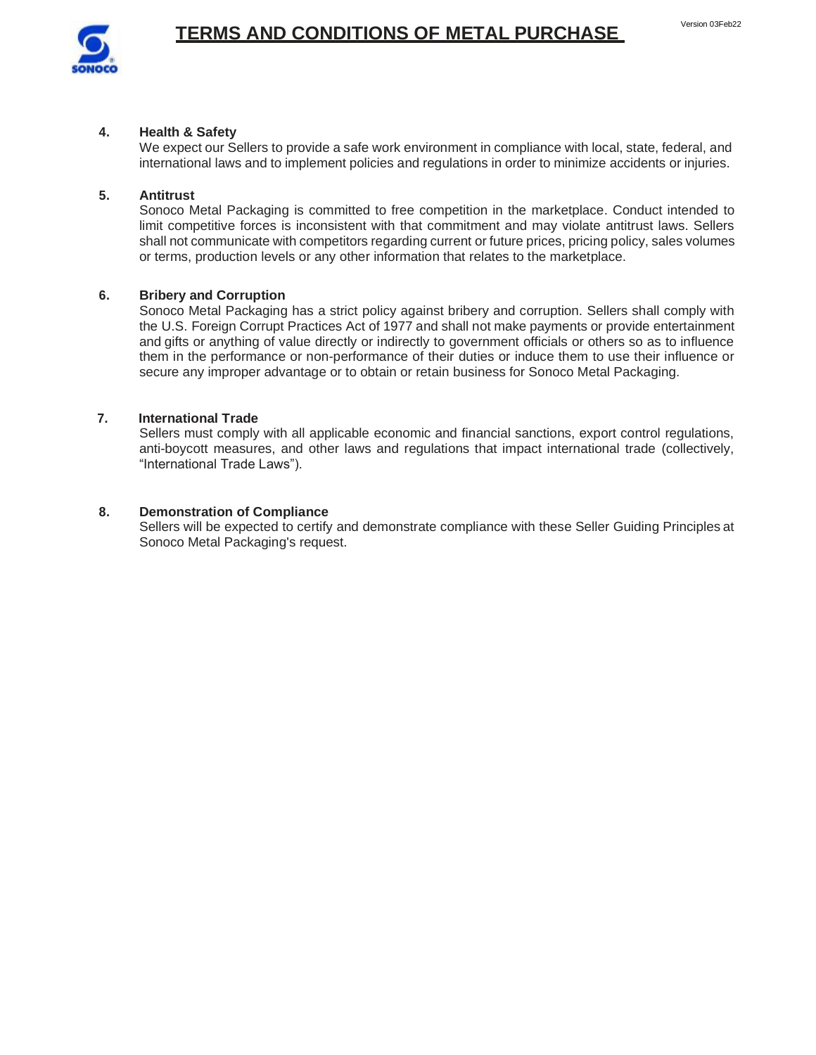**4. Health & Safety**

We expect our Sellers to provide a safe work environment in compliance with local, state, federal, and international laws and to implement policies and regulations in order to minimize accidents or injuries.

**5. Antitrust**

Sonoco Metal Packaging is committed to free competition in the marketplace. Conduct intended to limit competitive forces is inconsistent with that commitment and may violate antitrust laws. Sellers shall not communicate with competitors regarding current or future prices, pricing policy, sales volumes or terms, production levels or any other information that relates to the marketplace.

**6. Bribery and Corruption**

Sonoco Metal Packaging has a strict policy against bribery and corruption. Sellers shall comply with the U.S. Foreign Corrupt Practices Act of 1977 and shall not make payments or provide entertainment and gifts or anything of value directly or indirectly to government officials or others so as to influence them in the performance or non-performance of their duties or induce them to use their influence or secure any improper advantage or to obtain or retain business for Sonoco Metal Packaging.

**7. International Trade**

Sellers must comply with all applicable economic and financial sanctions, export control regulations, anti-boycott measures, and other laws and regulations that impact international trade (collectively, "International Trade Laws").

**8. Demonstration of Compliance**

Sellers will be expected to certify and demonstrate compliance with these Seller Guiding Principles at Sonoco Metal Packaging's request.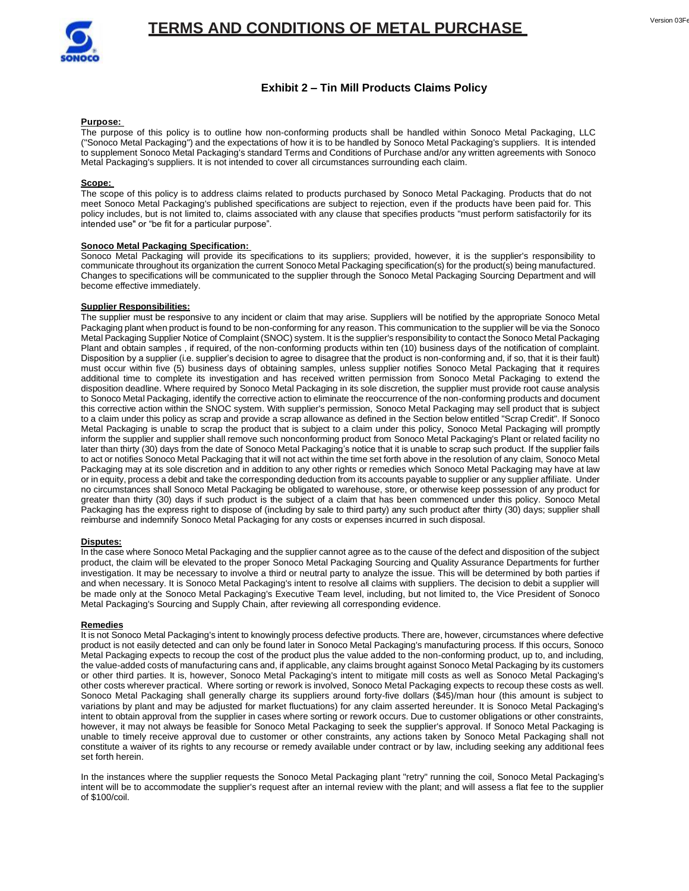# TERMS AND CONDITIONS OF METAL PURCHASE

## Exhibit 2 – Tin Mill Products Claims Policy

**Purpose:**
The purpose of this policy is to outline how non-conforming products shall be handled within Sonoco Metal Packaging, LLC ("Sonoco Metal Packaging") and the expectations of how it is to be handled by Sonoco Metal Packaging's suppliers. It is intended to supplement Sonoco Metal Packaging's standard Terms and Conditions of Purchase and/or any written agreements with Sonoco Metal Packaging's suppliers. It is not intended to cover all circumstances surrounding each claim.

**Scope:**
The scope of this policy is to address claims related to products purchased by Sonoco Metal Packaging. Products that do not meet Sonoco Metal Packaging's published specifications are subject to rejection, even if the products have been paid for. This policy includes, but is not limited to, claims associated with any clause that specifies products "must perform satisfactorily for its intended use" or "be fit for a particular purpose".

**Sonoco Metal Packaging Specification:**
Sonoco Metal Packaging will provide its specifications to its suppliers; provided, however, it is the supplier's responsibility to communicate throughout its organization the current Sonoco Metal Packaging specification(s) for the product(s) being manufactured. Changes to specifications will be communicated to the supplier through the Sonoco Metal Packaging Sourcing Department and will become effective immediately.

**Supplier Responsibilities:**
The supplier must be responsive to any incident or claim that may arise. Suppliers will be notified by the appropriate Sonoco Metal Packaging plant when product is found to be non-conforming for any reason. This communication to the supplier will be via the Sonoco Metal Packaging Supplier Notice of Complaint (SNOC) system. It is the supplier's responsibility to contact the Sonoco Metal Packaging Plant and obtain samples , if required, of the non-conforming products within ten (10) business days of the notification of complaint. Disposition by a supplier (i.e. supplier's decision to agree to disagree that the product is non-conforming and, if so, that it is their fault) must occur within five (5) business days of obtaining samples, unless supplier notifies Sonoco Metal Packaging that it requires additional time to complete its investigation and has received written permission from Sonoco Metal Packaging to extend the disposition deadline. Where required by Sonoco Metal Packaging in its sole discretion, the supplier must provide root cause analysis to Sonoco Metal Packaging, identify the corrective action to eliminate the reoccurrence of the non-conforming products and document this corrective action within the SNOC system. With supplier's permission, Sonoco Metal Packaging may sell product that is subject to a claim under this policy as scrap and provide a scrap allowance as defined in the Section below entitled "Scrap Credit". If Sonoco Metal Packaging is unable to scrap the product that is subject to a claim under this policy, Sonoco Metal Packaging will promptly inform the supplier and supplier shall remove such nonconforming product from Sonoco Metal Packaging's Plant or related facility no later than thirty (30) days from the date of Sonoco Metal Packaging's notice that it is unable to scrap such product. If the supplier fails to act or notifies Sonoco Metal Packaging that it will not act within the time set forth above in the resolution of any claim, Sonoco Metal Packaging may at its sole discretion and in addition to any other rights or remedies which Sonoco Metal Packaging may have at law or in equity, process a debit and take the corresponding deduction from its accounts payable to supplier or any supplier affiliate. Under no circumstances shall Sonoco Metal Packaging be obligated to warehouse, store, or otherwise keep possession of any product for greater than thirty (30) days if such product is the subject of a claim that has been commenced under this policy. Sonoco Metal Packaging has the express right to dispose of (including by sale to third party) any such product after thirty (30) days; supplier shall reimburse and indemnify Sonoco Metal Packaging for any costs or expenses incurred in such disposal.

**Disputes:**
In the case where Sonoco Metal Packaging and the supplier cannot agree as to the cause of the defect and disposition of the subject product, the claim will be elevated to the proper Sonoco Metal Packaging Sourcing and Quality Assurance Departments for further investigation. It may be necessary to involve a third or neutral party to analyze the issue. This will be determined by both parties if and when necessary. It is Sonoco Metal Packaging's intent to resolve all claims with suppliers. The decision to debit a supplier will be made only at the Sonoco Metal Packaging's Executive Team level, including, but not limited to, the Vice President of Sonoco Metal Packaging's Sourcing and Supply Chain, after reviewing all corresponding evidence.

**Remedies**
It is not Sonoco Metal Packaging's intent to knowingly process defective products. There are, however, circumstances where defective product is not easily detected and can only be found later in Sonoco Metal Packaging's manufacturing process. If this occurs, Sonoco Metal Packaging expects to recoup the cost of the product plus the value added to the non-conforming product, up to, and including, the value-added costs of manufacturing cans and, if applicable, any claims brought against Sonoco Metal Packaging by its customers or other third parties. It is, however, Sonoco Metal Packaging's intent to mitigate mill costs as well as Sonoco Metal Packaging's other costs wherever practical. Where sorting or rework is involved, Sonoco Metal Packaging expects to recoup these costs as well. Sonoco Metal Packaging shall generally charge its suppliers around forty-five dollars ($45)/man hour (this amount is subject to variations by plant and may be adjusted for market fluctuations) for any claim asserted hereunder. It is Sonoco Metal Packaging's intent to obtain approval from the supplier in cases where sorting or rework occurs. Due to customer obligations or other constraints, however, it may not always be feasible for Sonoco Metal Packaging to seek the supplier's approval. If Sonoco Metal Packaging is unable to timely receive approval due to customer or other constraints, any actions taken by Sonoco Metal Packaging shall not constitute a waiver of its rights to any recourse or remedy available under contract or by law, including seeking any additional fees set forth herein.

In the instances where the supplier requests the Sonoco Metal Packaging plant "retry" running the coil, Sonoco Metal Packaging's intent will be to accommodate the supplier's request after an internal review with the plant; and will assess a flat fee to the supplier of $100/coil.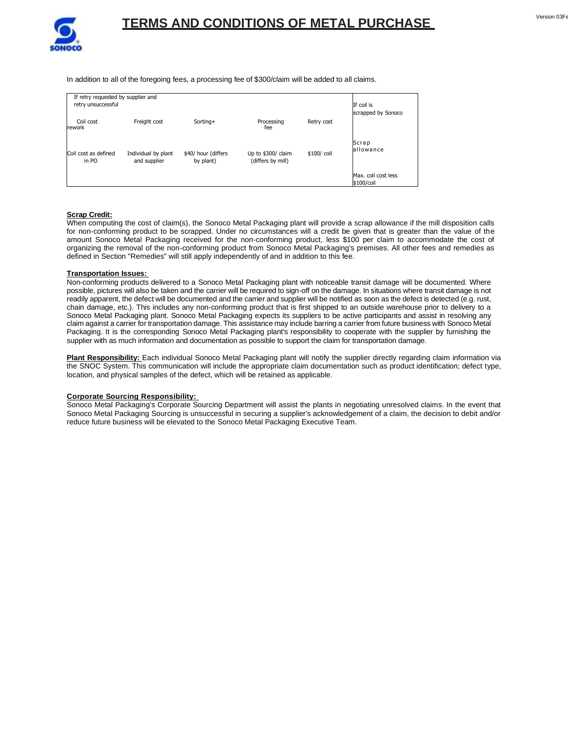# TERMS AND CONDITIONS OF METAL PURCHASE

In addition to all of the foregoing fees, a processing fee of $300/claim will be added to all claims.

| If retry requested by supplier and retry unsuccessful | | | | | If coil is scrapped by Sonoco |
|---|---|---|---|---|---|
| Coil cost rework | Freight cost | Sorting+ | Processing fee | Retry cost | |
| Coil cost as defined in PO | Individual by plant and supplier | $40/ hour (differs by plant) | Up to $300/ claim (differs by mill) | $100/ coil | Scrap allowance |
| | | | | | Max. coil cost less $100/coil |

**Scrap Credit:**
When computing the cost of claim(s), the Sonoco Metal Packaging plant will provide a scrap allowance if the mill disposition calls for non-conforming product to be scrapped. Under no circumstances will a credit be given that is greater than the value of the amount Sonoco Metal Packaging received for the non-conforming product, less $100 per claim to accommodate the cost of organizing the removal of the non-conforming product from Sonoco Metal Packaging's premises. All other fees and remedies as defined in Section "Remedies" will still apply independently of and in addition to this fee.

**Transportation Issues:**
Non-conforming products delivered to a Sonoco Metal Packaging plant with noticeable transit damage will be documented. Where possible, pictures will also be taken and the carrier will be required to sign-off on the damage. In situations where transit damage is not readily apparent, the defect will be documented and the carrier and supplier will be notified as soon as the defect is detected (e.g. rust, chain damage, etc.). This includes any non-conforming product that is first shipped to an outside warehouse prior to delivery to a Sonoco Metal Packaging plant. Sonoco Metal Packaging expects its suppliers to be active participants and assist in resolving any claim against a carrier for transportation damage. This assistance may include barring a carrier from future business with Sonoco Metal Packaging. It is the corresponding Sonoco Metal Packaging plant's responsibility to cooperate with the supplier by furnishing the supplier with as much information and documentation as possible to support the claim for transportation damage.

**Plant Responsibility:** Each individual Sonoco Metal Packaging plant will notify the supplier directly regarding claim information via the SNOC System. This communication will include the appropriate claim documentation such as product identification; defect type, location, and physical samples of the defect, which will be retained as applicable.

**Corporate Sourcing Responsibility:**
Sonoco Metal Packaging's Corporate Sourcing Department will assist the plants in negotiating unresolved claims. In the event that Sonoco Metal Packaging Sourcing is unsuccessful in securing a supplier's acknowledgement of a claim, the decision to debit and/or reduce future business will be elevated to the Sonoco Metal Packaging Executive Team.